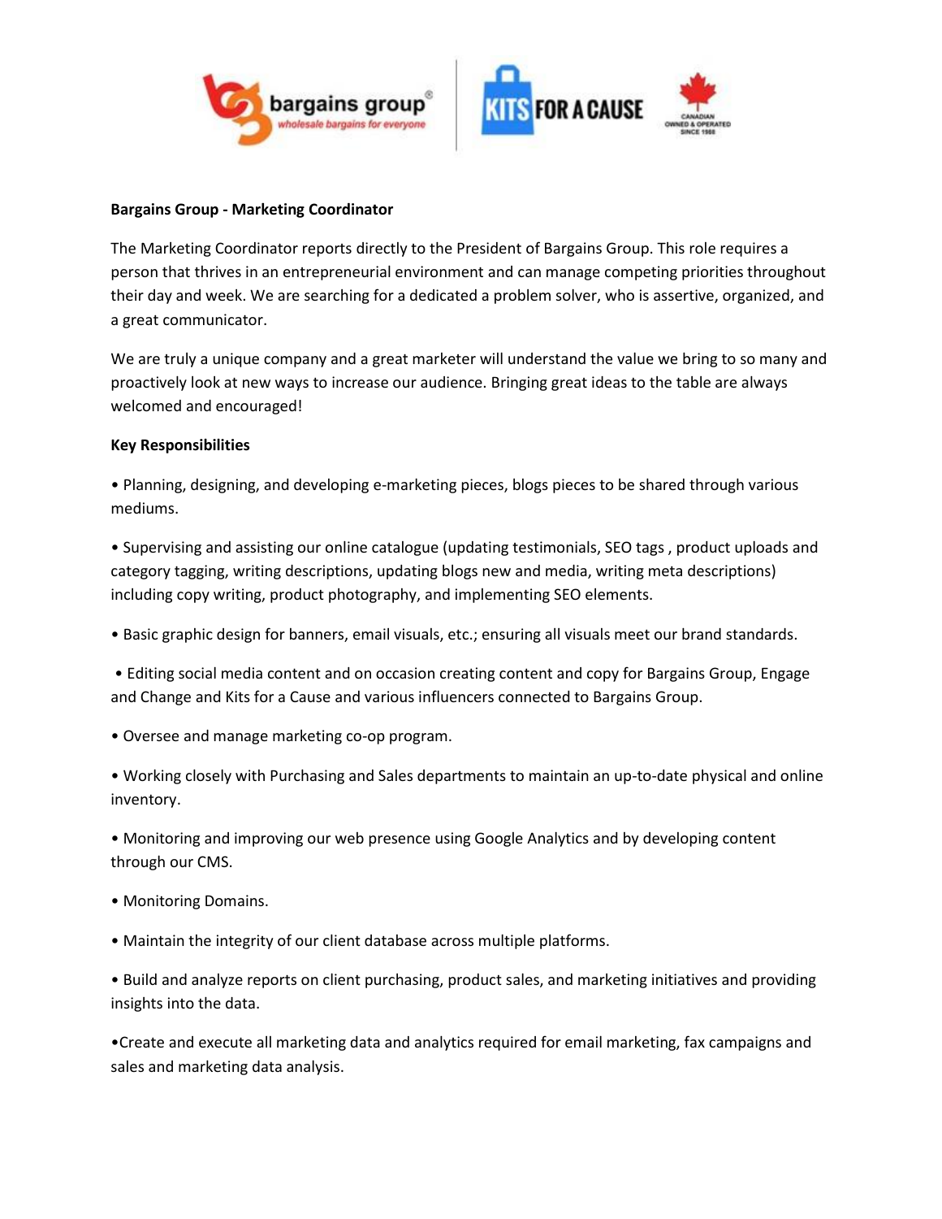**Bargains Group - Marketing Coordinator**

The Marketing Coordinator reports directly to the President of Bargains Group. This role requires a person that thrives in an entrepreneurial environment and can manage competing priorities throughout their day and week. We are searching for a dedicated a problem solver, who is assertive, organized, and a great communicator.

We are truly a unique company and a great marketer will understand the value we bring to so many and proactively look at new ways to increase our audience. Bringing great ideas to the table are always welcomed and encouraged!

**Key Responsibilities**

• Planning, designing, and developing e-marketing pieces, blogs pieces to be shared through various mediums.

• Supervising and assisting our online catalogue (updating testimonials, SEO tags , product uploads and category tagging, writing descriptions, updating blogs new and media, writing meta descriptions) including copy writing, product photography, and implementing SEO elements.

• Basic graphic design for banners, email visuals, etc.; ensuring all visuals meet our brand standards.

• Editing social media content and on occasion creating content and copy for Bargains Group, Engage and Change and Kits for a Cause and various influencers connected to Bargains Group.

• Oversee and manage marketing co-op program.

• Working closely with Purchasing and Sales departments to maintain an up-to-date physical and online inventory.

• Monitoring and improving our web presence using Google Analytics and by developing content through our CMS.

• Monitoring Domains.

• Maintain the integrity of our client database across multiple platforms.

• Build and analyze reports on client purchasing, product sales, and marketing initiatives and providing insights into the data.

•Create and execute all marketing data and analytics required for email marketing, fax campaigns and sales and marketing data analysis.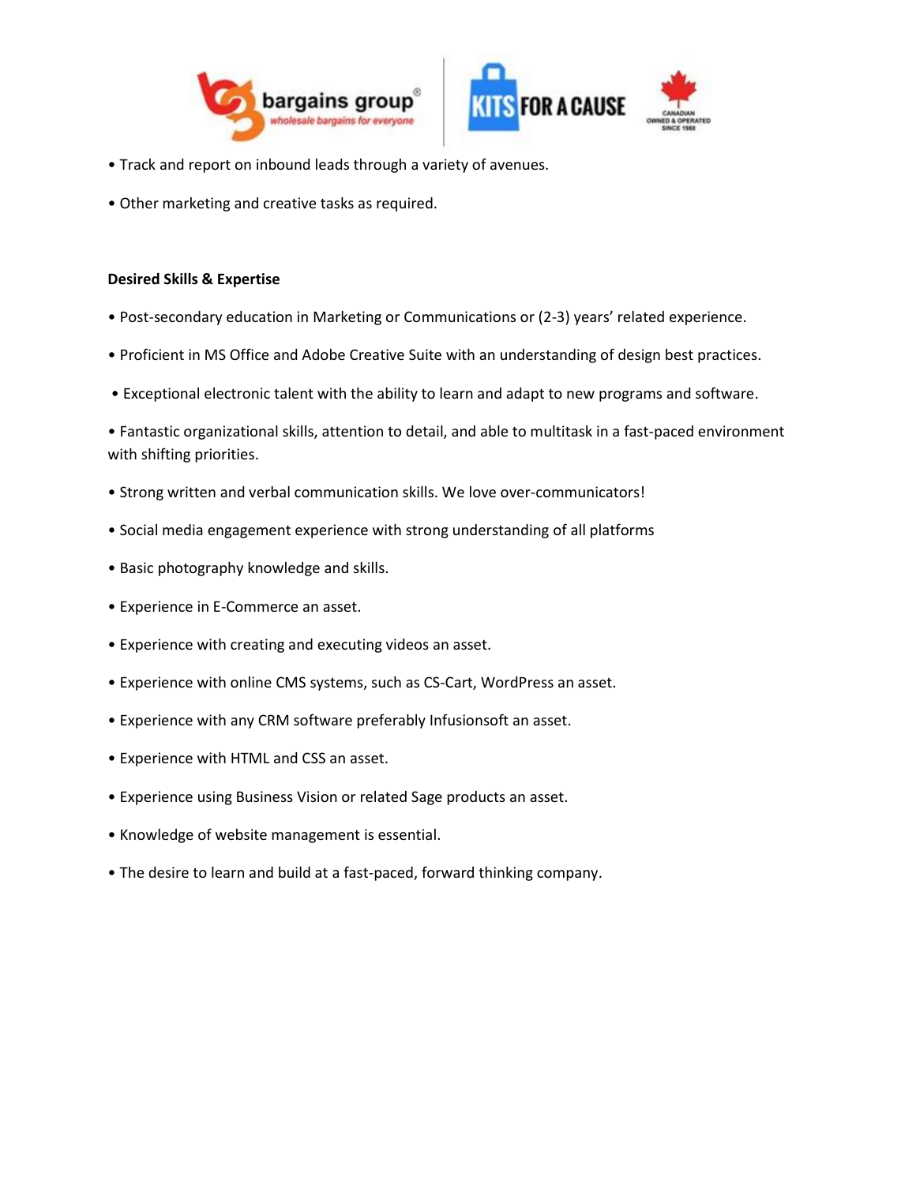- Track and report on inbound leads through a variety of avenues.
- Other marketing and creative tasks as required.

**Desired Skills & Expertise**

- Post-secondary education in Marketing or Communications or (2-3) years' related experience.
- Proficient in MS Office and Adobe Creative Suite with an understanding of design best practices.
- Exceptional electronic talent with the ability to learn and adapt to new programs and software.
- Fantastic organizational skills, attention to detail, and able to multitask in a fast-paced environment with shifting priorities.
- Strong written and verbal communication skills. We love over-communicators!
- Social media engagement experience with strong understanding of all platforms
- Basic photography knowledge and skills.
- Experience in E-Commerce an asset.
- Experience with creating and executing videos an asset.
- Experience with online CMS systems, such as CS-Cart, WordPress an asset.
- Experience with any CRM software preferably Infusionsoft an asset.
- Experience with HTML and CSS an asset.
- Experience using Business Vision or related Sage products an asset.
- Knowledge of website management is essential.
- The desire to learn and build at a fast-paced, forward thinking company.